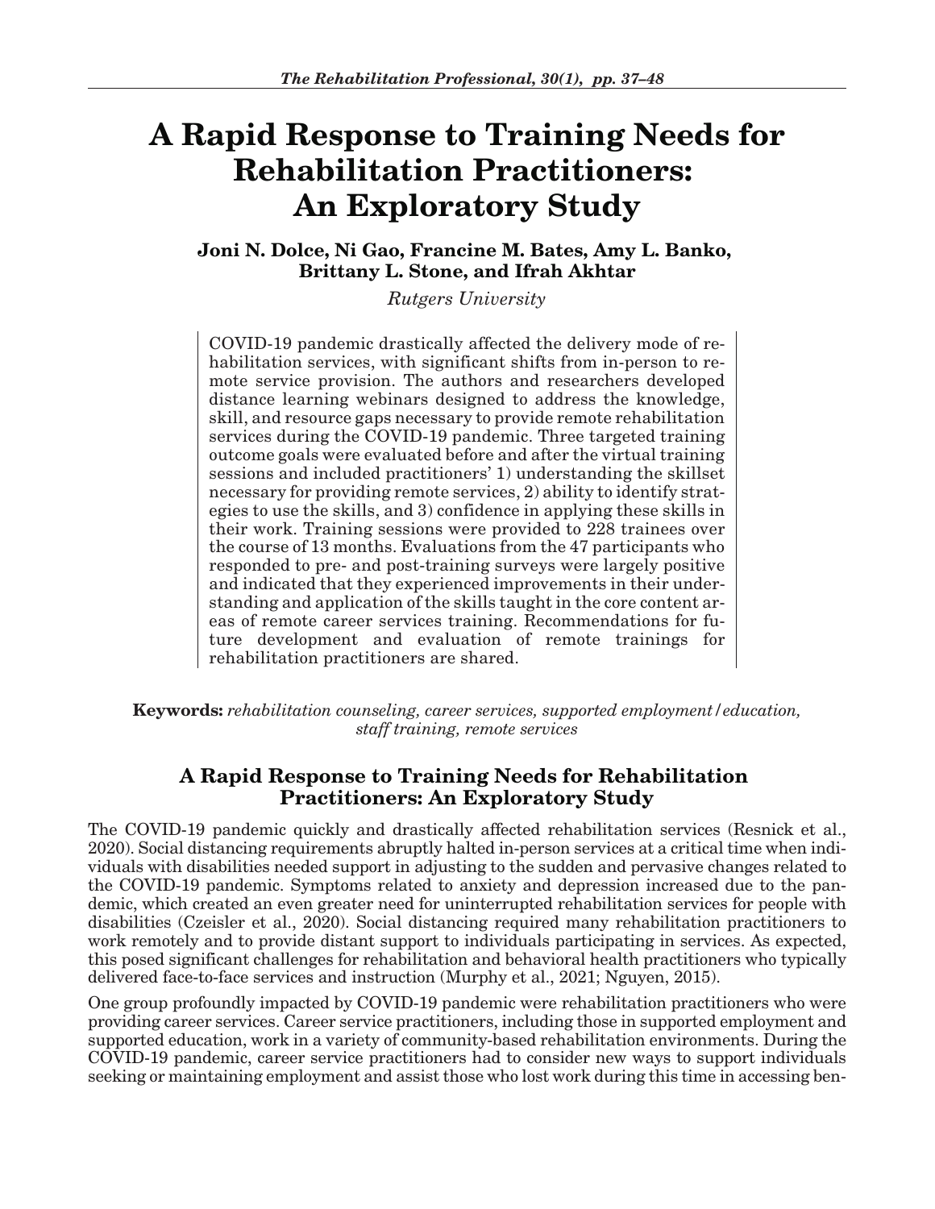# A Rapid Response to Training Needs for Rehabilitation Practitioners: An Exploratory Study

**Joni N. Dolce, Ni Gao, Francine M. Bates, Amy L. Banko, Brittany L. Stone, and Ifrah Akhtar**

*Rutgers University*

COVID-19 pandemic drastically affected the delivery mode of rehabilitation services, with significant shifts from in-person to remote service provision. The authors and researchers developed distance learning webinars designed to address the knowledge, skill, and resource gaps necessary to provide remote rehabilitation services during the COVID-19 pandemic. Three targeted training outcome goals were evaluated before and after the virtual training sessions and included practitioners' 1) understanding the skillset necessary for providing remote services, 2) ability to identify strategies to use the skills, and 3) confidence in applying these skills in their work. Training sessions were provided to 228 trainees over the course of 13 months. Evaluations from the 47 participants who responded to pre- and post-training surveys were largely positive and indicated that they experienced improvements in their understanding and application of the skills taught in the core content areas of remote career services training. Recommendations for future development and evaluation of remote trainings for rehabilitation practitioners are shared.

**Keywords:** *rehabilitation counseling, career services, supported employment/education, staff training, remote services*

## A Rapid Response to Training Needs for Rehabilitation Practitioners: An Exploratory Study

The COVID-19 pandemic quickly and drastically affected rehabilitation services (Resnick et al., 2020). Social distancing requirements abruptly halted in-person services at a critical time when individuals with disabilities needed support in adjusting to the sudden and pervasive changes related to the COVID-19 pandemic. Symptoms related to anxiety and depression increased due to the pandemic, which created an even greater need for uninterrupted rehabilitation services for people with disabilities (Czeisler et al., 2020). Social distancing required many rehabilitation practitioners to work remotely and to provide distant support to individuals participating in services. As expected, this posed significant challenges for rehabilitation and behavioral health practitioners who typically delivered face-to-face services and instruction (Murphy et al., 2021; Nguyen, 2015).

One group profoundly impacted by COVID-19 pandemic were rehabilitation practitioners who were providing career services. Career service practitioners, including those in supported employment and supported education, work in a variety of community-based rehabilitation environments. During the COVID-19 pandemic, career service practitioners had to consider new ways to support individuals seeking or maintaining employment and assist those who lost work during this time in accessing ben-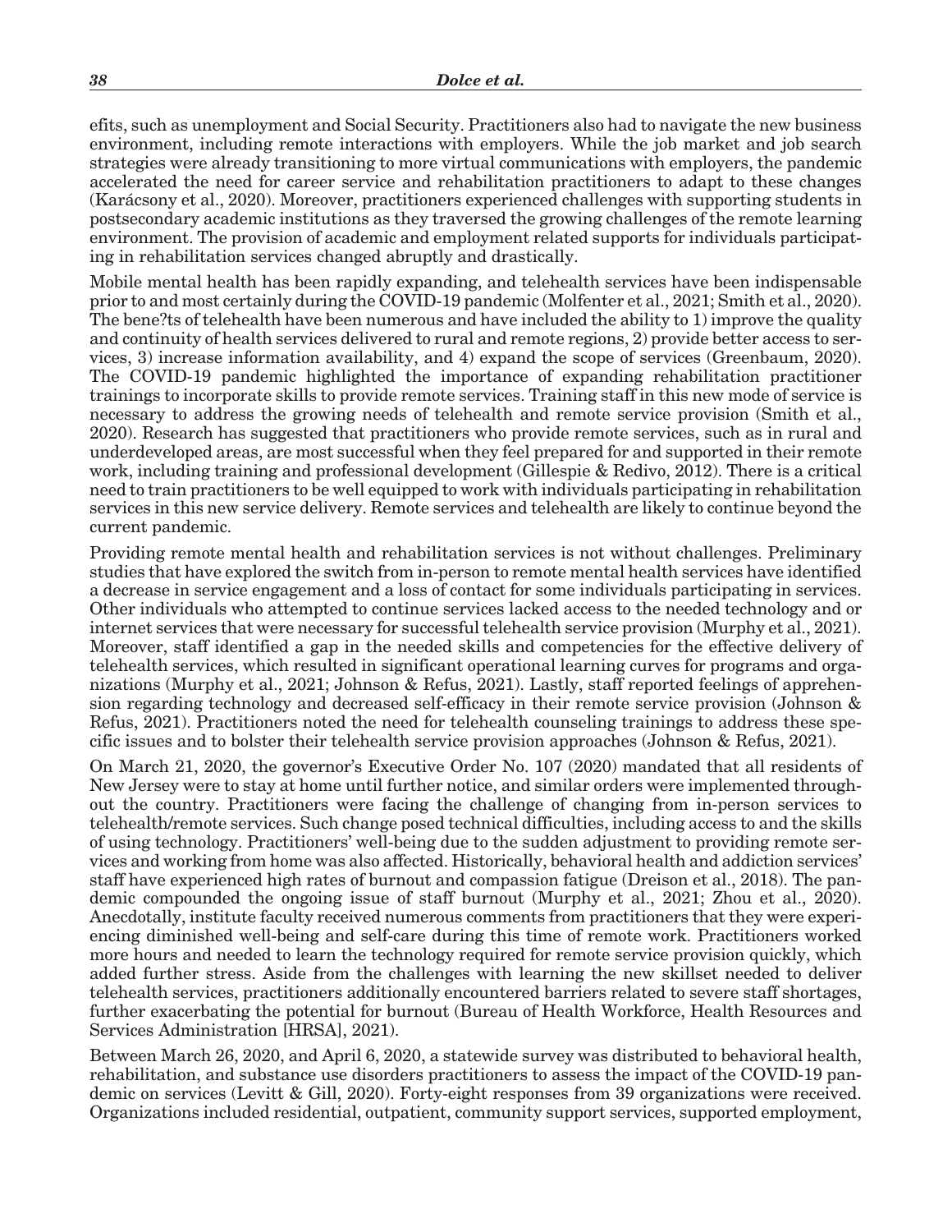efits, such as unemployment and Social Security. Practitioners also had to navigate the new business environment, including remote interactions with employers. While the job market and job search strategies were already transitioning to more virtual communications with employers, the pandemic accelerated the need for career service and rehabilitation practitioners to adapt to these changes (Karácsony et al., 2020). Moreover, practitioners experienced challenges with supporting students in postsecondary academic institutions as they traversed the growing challenges of the remote learning environment. The provision of academic and employment related supports for individuals participating in rehabilitation services changed abruptly and drastically.

Mobile mental health has been rapidly expanding, and telehealth services have been indispensable prior to and most certainly during the COVID-19 pandemic (Molfenter et al., 2021; Smith et al., 2020). The bene?ts of telehealth have been numerous and have included the ability to 1) improve the quality and continuity of health services delivered to rural and remote regions, 2) provide better access to services, 3) increase information availability, and 4) expand the scope of services (Greenbaum, 2020). The COVID-19 pandemic highlighted the importance of expanding rehabilitation practitioner trainings to incorporate skills to provide remote services. Training staff in this new mode of service is necessary to address the growing needs of telehealth and remote service provision (Smith et al., 2020). Research has suggested that practitioners who provide remote services, such as in rural and underdeveloped areas, are most successful when they feel prepared for and supported in their remote work, including training and professional development (Gillespie & Redivo, 2012). There is a critical need to train practitioners to be well equipped to work with individuals participating in rehabilitation services in this new service delivery. Remote services and telehealth are likely to continue beyond the current pandemic.

Providing remote mental health and rehabilitation services is not without challenges. Preliminary studies that have explored the switch from in-person to remote mental health services have identified a decrease in service engagement and a loss of contact for some individuals participating in services. Other individuals who attempted to continue services lacked access to the needed technology and or internet services that were necessary for successful telehealth service provision (Murphy et al., 2021). Moreover, staff identified a gap in the needed skills and competencies for the effective delivery of telehealth services, which resulted in significant operational learning curves for programs and organizations (Murphy et al., 2021; Johnson & Refus, 2021). Lastly, staff reported feelings of apprehension regarding technology and decreased self-efficacy in their remote service provision (Johnson & Refus, 2021). Practitioners noted the need for telehealth counseling trainings to address these specific issues and to bolster their telehealth service provision approaches (Johnson & Refus, 2021).

On March 21, 2020, the governor's Executive Order No. 107 (2020) mandated that all residents of New Jersey were to stay at home until further notice, and similar orders were implemented throughout the country. Practitioners were facing the challenge of changing from in-person services to telehealth/remote services. Such change posed technical difficulties, including access to and the skills of using technology. Practitioners' well-being due to the sudden adjustment to providing remote services and working from home was also affected. Historically, behavioral health and addiction services' staff have experienced high rates of burnout and compassion fatigue (Dreison et al., 2018). The pandemic compounded the ongoing issue of staff burnout (Murphy et al., 2021; Zhou et al., 2020). Anecdotally, institute faculty received numerous comments from practitioners that they were experiencing diminished well-being and self-care during this time of remote work. Practitioners worked more hours and needed to learn the technology required for remote service provision quickly, which added further stress. Aside from the challenges with learning the new skillset needed to deliver telehealth services, practitioners additionally encountered barriers related to severe staff shortages, further exacerbating the potential for burnout (Bureau of Health Workforce, Health Resources and Services Administration [HRSA], 2021).

Between March 26, 2020, and April 6, 2020, a statewide survey was distributed to behavioral health, rehabilitation, and substance use disorders practitioners to assess the impact of the COVID-19 pandemic on services (Levitt & Gill, 2020). Forty-eight responses from 39 organizations were received. Organizations included residential, outpatient, community support services, supported employment,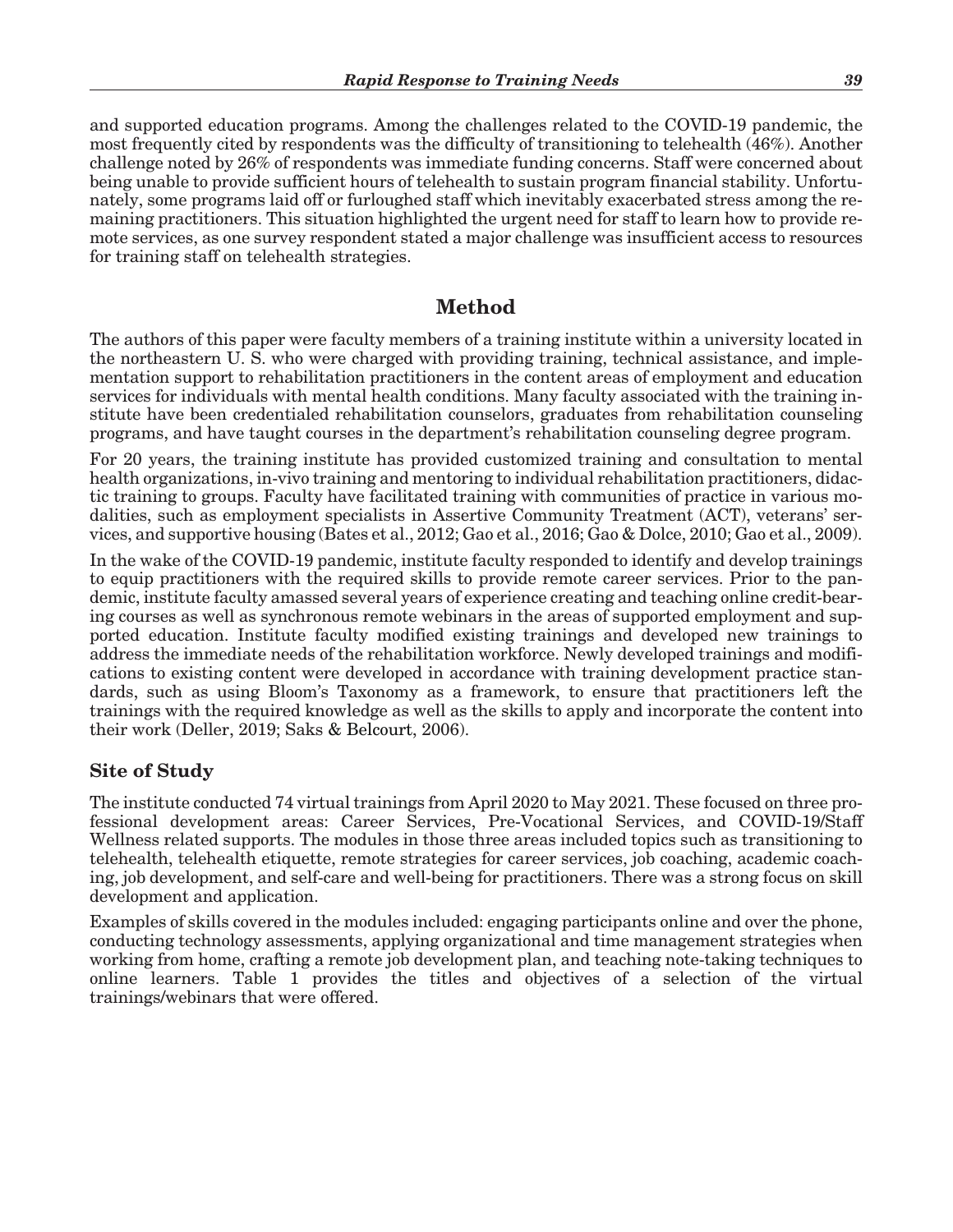and supported education programs. Among the challenges related to the COVID-19 pandemic, the most frequently cited by respondents was the difficulty of transitioning to telehealth (46%). Another challenge noted by 26% of respondents was immediate funding concerns. Staff were concerned about being unable to provide sufficient hours of telehealth to sustain program financial stability. Unfortunately, some programs laid off or furloughed staff which inevitably exacerbated stress among the remaining practitioners. This situation highlighted the urgent need for staff to learn how to provide remote services, as one survey respondent stated a major challenge was insufficient access to resources for training staff on telehealth strategies.

## Method

The authors of this paper were faculty members of a training institute within a university located in the northeastern U. S. who were charged with providing training, technical assistance, and implementation support to rehabilitation practitioners in the content areas of employment and education services for individuals with mental health conditions. Many faculty associated with the training institute have been credentialed rehabilitation counselors, graduates from rehabilitation counseling programs, and have taught courses in the department's rehabilitation counseling degree program.

For 20 years, the training institute has provided customized training and consultation to mental health organizations, in-vivo training and mentoring to individual rehabilitation practitioners, didactic training to groups. Faculty have facilitated training with communities of practice in various modalities, such as employment specialists in Assertive Community Treatment (ACT), veterans' services, and supportive housing (Bates et al., 2012; Gao et al., 2016; Gao & Dolce, 2010; Gao et al., 2009).

In the wake of the COVID-19 pandemic, institute faculty responded to identify and develop trainings to equip practitioners with the required skills to provide remote career services. Prior to the pandemic, institute faculty amassed several years of experience creating and teaching online credit-bearing courses as well as synchronous remote webinars in the areas of supported employment and supported education. Institute faculty modified existing trainings and developed new trainings to address the immediate needs of the rehabilitation workforce. Newly developed trainings and modifications to existing content were developed in accordance with training development practice standards, such as using Bloom's Taxonomy as a framework, to ensure that practitioners left the trainings with the required knowledge as well as the skills to apply and incorporate the content into their work (Deller, 2019; Saks & Belcourt, 2006).

### Site of Study

The institute conducted 74 virtual trainings from April 2020 to May 2021. These focused on three professional development areas: Career Services, Pre-Vocational Services, and COVID-19/Staff Wellness related supports. The modules in those three areas included topics such as transitioning to telehealth, telehealth etiquette, remote strategies for career services, job coaching, academic coaching, job development, and self-care and well-being for practitioners. There was a strong focus on skill development and application.

Examples of skills covered in the modules included: engaging participants online and over the phone, conducting technology assessments, applying organizational and time management strategies when working from home, crafting a remote job development plan, and teaching note-taking techniques to online learners. Table 1 provides the titles and objectives of a selection of the virtual trainings/webinars that were offered.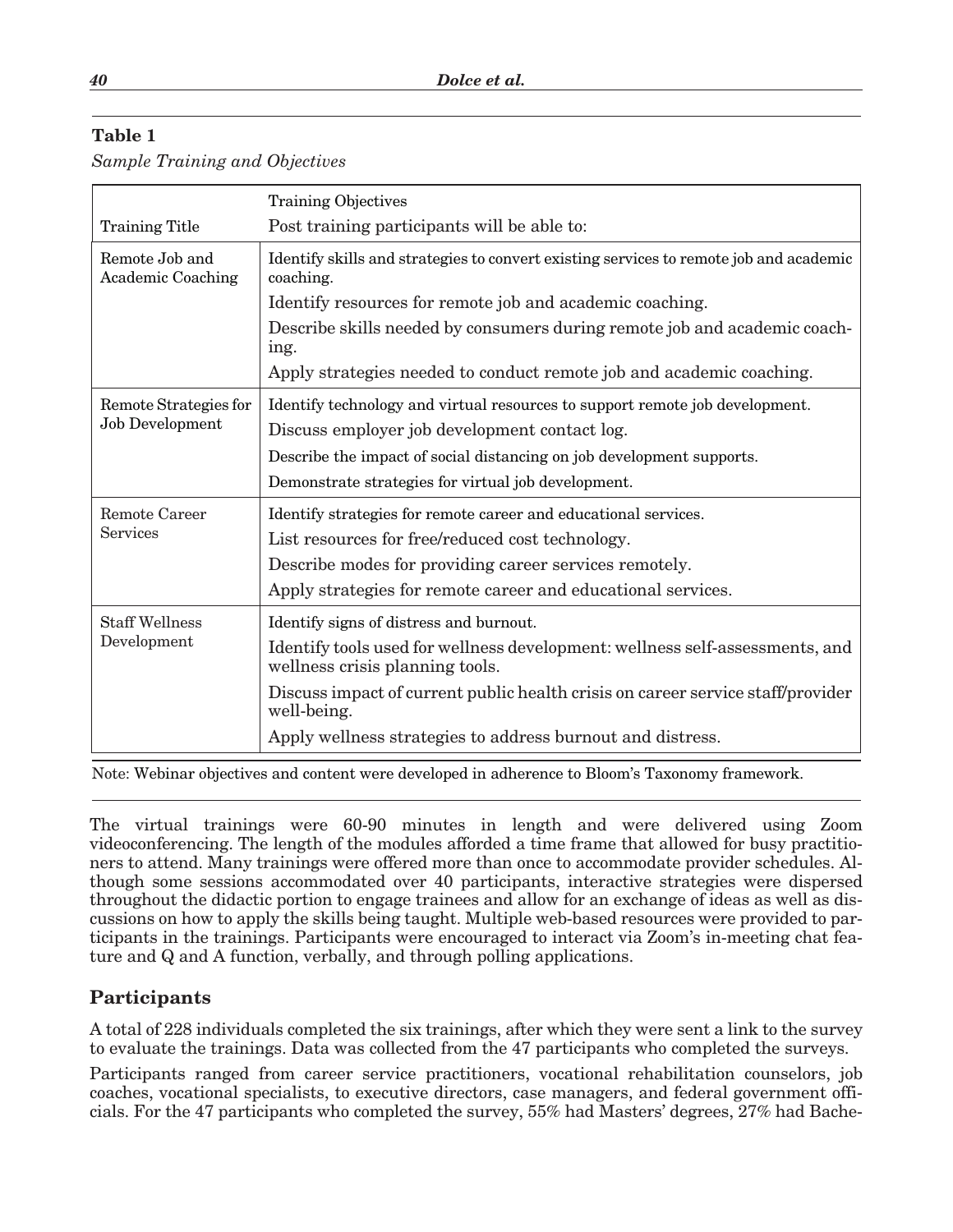**Table 1**

*Sample Training and Objectives*

| Training Title | Training Objectives<br>Post training participants will be able to: |
|---|---|
| Remote Job and Academic Coaching | Identify skills and strategies to convert existing services to remote job and academic coaching.<br>Identify resources for remote job and academic coaching.<br>Describe skills needed by consumers during remote job and academic coaching.<br>Apply strategies needed to conduct remote job and academic coaching. |
| Remote Strategies for Job Development | Identify technology and virtual resources to support remote job development.<br>Discuss employer job development contact log.<br>Describe the impact of social distancing on job development supports.<br>Demonstrate strategies for virtual job development. |
| Remote Career Services | Identify strategies for remote career and educational services.<br>List resources for free/reduced cost technology.<br>Describe modes for providing career services remotely.<br>Apply strategies for remote career and educational services. |
| Staff Wellness Development | Identify signs of distress and burnout.<br>Identify tools used for wellness development: wellness self-assessments, and wellness crisis planning tools.<br>Discuss impact of current public health crisis on career service staff/provider well-being.<br>Apply wellness strategies to address burnout and distress. |

Note: Webinar objectives and content were developed in adherence to Bloom's Taxonomy framework.

The virtual trainings were 60-90 minutes in length and were delivered using Zoom videoconferencing. The length of the modules afforded a time frame that allowed for busy practitioners to attend. Many trainings were offered more than once to accommodate provider schedules. Although some sessions accommodated over 40 participants, interactive strategies were dispersed throughout the didactic portion to engage trainees and allow for an exchange of ideas as well as discussions on how to apply the skills being taught. Multiple web-based resources were provided to participants in the trainings. Participants were encouraged to interact via Zoom's in-meeting chat feature and Q and A function, verbally, and through polling applications.

## Participants

A total of 228 individuals completed the six trainings, after which they were sent a link to the survey to evaluate the trainings. Data was collected from the 47 participants who completed the surveys.

Participants ranged from career service practitioners, vocational rehabilitation counselors, job coaches, vocational specialists, to executive directors, case managers, and federal government officials. For the 47 participants who completed the survey, 55% had Masters' degrees, 27% had Bache-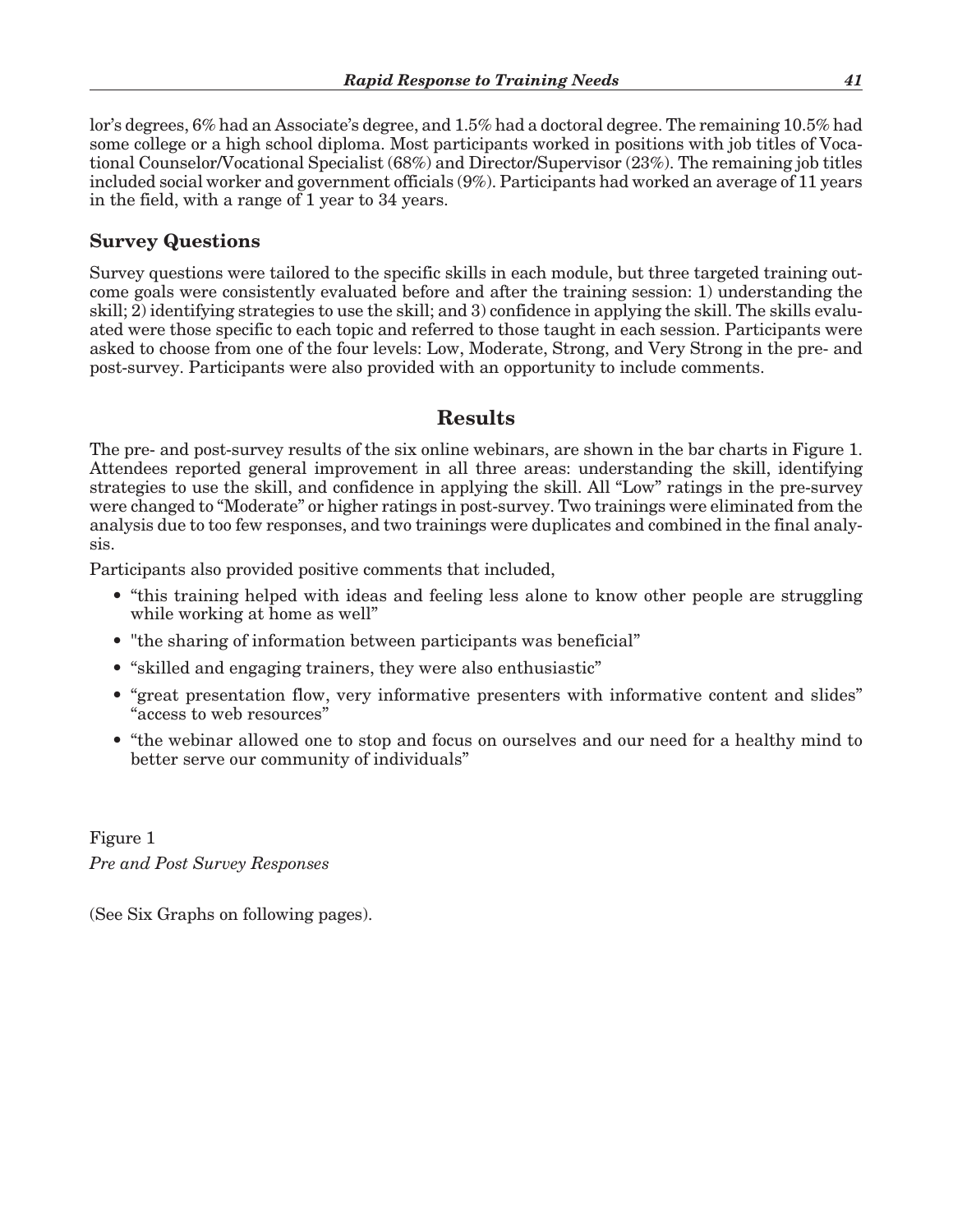lor's degrees, 6% had an Associate's degree, and 1.5% had a doctoral degree. The remaining 10.5% had some college or a high school diploma. Most participants worked in positions with job titles of Vocational Counselor/Vocational Specialist (68%) and Director/Supervisor (23%). The remaining job titles included social worker and government officials (9%). Participants had worked an average of 11 years in the field, with a range of 1 year to 34 years.

### Survey Questions

Survey questions were tailored to the specific skills in each module, but three targeted training outcome goals were consistently evaluated before and after the training session: 1) understanding the skill; 2) identifying strategies to use the skill; and 3) confidence in applying the skill. The skills evaluated were those specific to each topic and referred to those taught in each session. Participants were asked to choose from one of the four levels: Low, Moderate, Strong, and Very Strong in the pre- and post-survey. Participants were also provided with an opportunity to include comments.

## Results

The pre- and post-survey results of the six online webinars, are shown in the bar charts in Figure 1. Attendees reported general improvement in all three areas: understanding the skill, identifying strategies to use the skill, and confidence in applying the skill. All "Low" ratings in the pre-survey were changed to "Moderate" or higher ratings in post-survey. Two trainings were eliminated from the analysis due to too few responses, and two trainings were duplicates and combined in the final analysis.

Participants also provided positive comments that included,

- "this training helped with ideas and feeling less alone to know other people are struggling while working at home as well"
- "the sharing of information between participants was beneficial"
- "skilled and engaging trainers, they were also enthusiastic"
- "great presentation flow, very informative presenters with informative content and slides" "access to web resources"
- "the webinar allowed one to stop and focus on ourselves and our need for a healthy mind to better serve our community of individuals"

Figure 1

*Pre and Post Survey Responses*

(See Six Graphs on following pages).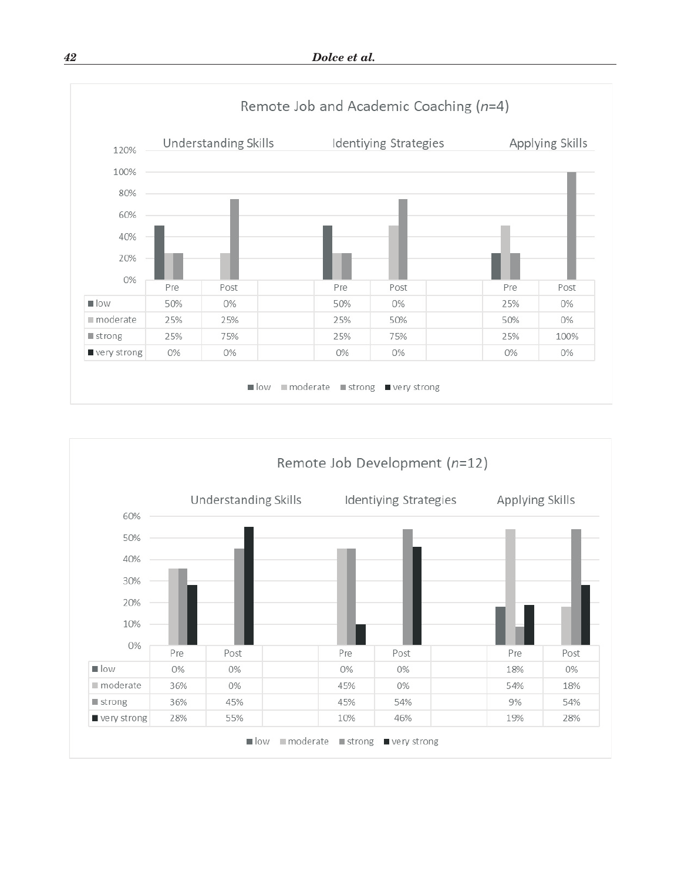## Remote Job and Academic Coaching (*n*=4)

| | Understanding Skills | | Identiying Strategies | | Applying Skills | |
|---|---|---|---|---|---|---|
| | Pre | Post | Pre | Post | Pre | Post |
| low | 50% | 0% | 50% | 0% | 25% | 0% |
| moderate | 25% | 25% | 25% | 50% | 50% | 0% |
| strong | 25% | 75% | 25% | 75% | 25% | 100% |
| very strong | 0% | 0% | 0% | 0% | 0% | 0% |

## Remote Job Development (*n*=12)

| | Understanding Skills | | Identiying Strategies | | Applying Skills | |
|---|---|---|---|---|---|---|
| | Pre | Post | Pre | Post | Pre | Post |
| low | 0% | 0% | 0% | 0% | 18% | 0% |
| moderate | 36% | 0% | 45% | 0% | 54% | 18% |
| strong | 36% | 45% | 45% | 54% | 9% | 54% |
| very strong | 28% | 55% | 10% | 46% | 19% | 28% |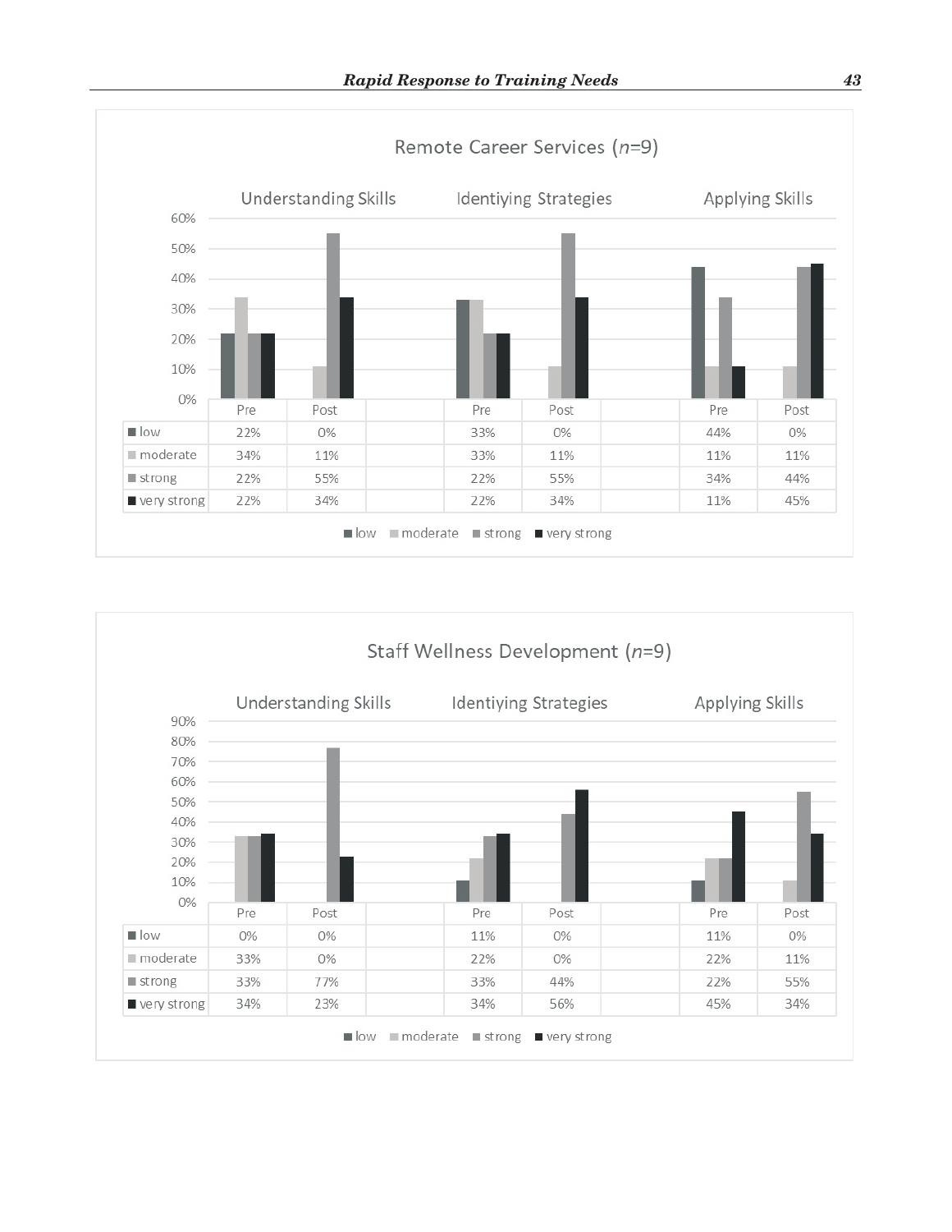### Remote Career Services ($n$=9)

| | Understanding Skills | | Identiying Strategies | | Applying Skills | |
|---|---|---|---|---|---|---|
| | Pre | Post | Pre | Post | Pre | Post |
| low | 22% | 0% | 33% | 0% | 44% | 0% |
| moderate | 34% | 11% | 33% | 11% | 11% | 11% |
| strong | 22% | 55% | 22% | 55% | 34% | 44% |
| very strong | 22% | 34% | 22% | 34% | 11% | 45% |

### Staff Wellness Development ($n$=9)

| | Understanding Skills | | Identiying Strategies | | Applying Skills | |
|---|---|---|---|---|---|---|
| | Pre | Post | Pre | Post | Pre | Post |
| low | 0% | 0% | 11% | 0% | 11% | 0% |
| moderate | 33% | 0% | 22% | 0% | 22% | 11% |
| strong | 33% | 77% | 33% | 44% | 22% | 55% |
| very strong | 34% | 23% | 34% | 56% | 45% | 34% |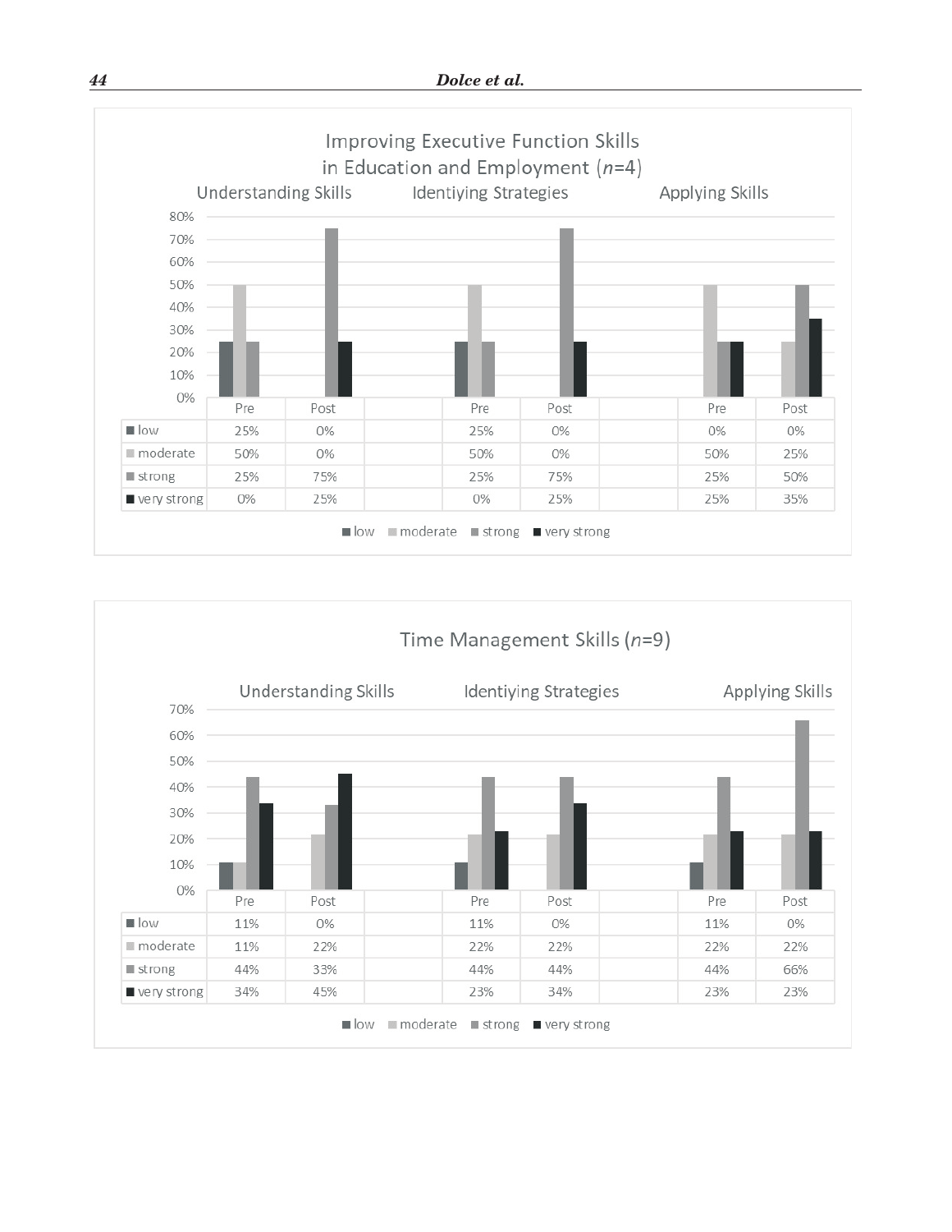## Improving Executive Function Skills in Education and Employment (*n*=4)

| | Understanding Skills | | Identiying Strategies | | Applying Skills | |
|---|---|---|---|---|---|---|
| | Pre | Post | Pre | Post | Pre | Post |
| low | 25% | 0% | 25% | 0% | 0% | 0% |
| moderate | 50% | 0% | 50% | 0% | 50% | 25% |
| strong | 25% | 75% | 25% | 75% | 25% | 50% |
| very strong | 0% | 25% | 0% | 25% | 25% | 35% |

■ low ■ moderate ■ strong ■ very strong

## Time Management Skills (*n*=9)

| | Understanding Skills | | Identiying Strategies | | Applying Skills | |
|---|---|---|---|---|---|---|
| | Pre | Post | Pre | Post | Pre | Post |
| low | 11% | 0% | 11% | 0% | 11% | 0% |
| moderate | 11% | 22% | 22% | 22% | 22% | 22% |
| strong | 44% | 33% | 44% | 44% | 44% | 66% |
| very strong | 34% | 45% | 23% | 34% | 23% | 23% |

■ low ■ moderate ■ strong ■ very strong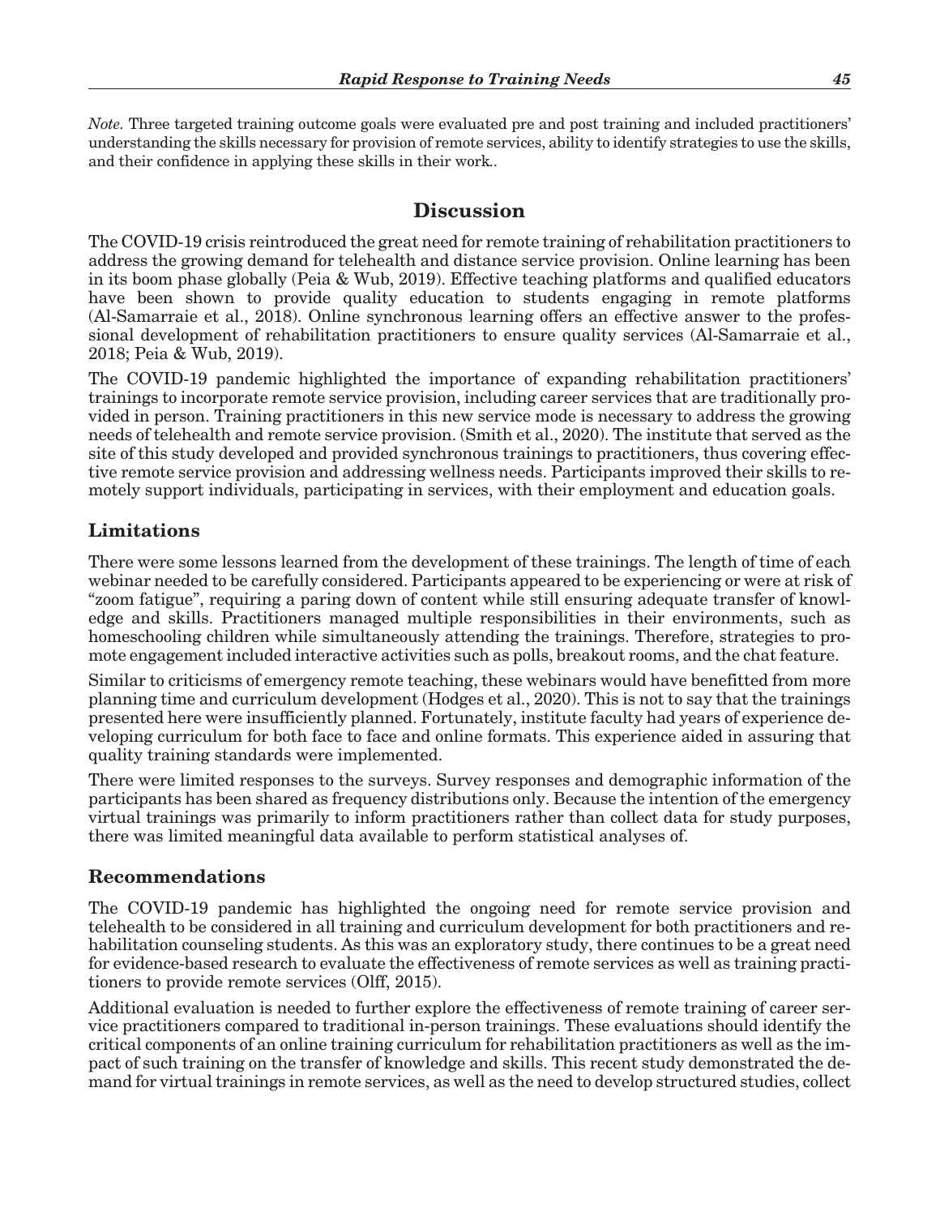*Note.* Three targeted training outcome goals were evaluated pre and post training and included practitioners' understanding the skills necessary for provision of remote services, ability to identify strategies to use the skills, and their confidence in applying these skills in their work..

## Discussion

The COVID-19 crisis reintroduced the great need for remote training of rehabilitation practitioners to address the growing demand for telehealth and distance service provision. Online learning has been in its boom phase globally (Peia & Wub, 2019). Effective teaching platforms and qualified educators have been shown to provide quality education to students engaging in remote platforms (Al-Samarraie et al., 2018). Online synchronous learning offers an effective answer to the professional development of rehabilitation practitioners to ensure quality services (Al-Samarraie et al., 2018; Peia & Wub, 2019).

The COVID-19 pandemic highlighted the importance of expanding rehabilitation practitioners' trainings to incorporate remote service provision, including career services that are traditionally provided in person. Training practitioners in this new service mode is necessary to address the growing needs of telehealth and remote service provision. (Smith et al., 2020). The institute that served as the site of this study developed and provided synchronous trainings to practitioners, thus covering effective remote service provision and addressing wellness needs. Participants improved their skills to remotely support individuals, participating in services, with their employment and education goals.

### Limitations

There were some lessons learned from the development of these trainings. The length of time of each webinar needed to be carefully considered. Participants appeared to be experiencing or were at risk of "zoom fatigue", requiring a paring down of content while still ensuring adequate transfer of knowledge and skills. Practitioners managed multiple responsibilities in their environments, such as homeschooling children while simultaneously attending the trainings. Therefore, strategies to promote engagement included interactive activities such as polls, breakout rooms, and the chat feature.

Similar to criticisms of emergency remote teaching, these webinars would have benefitted from more planning time and curriculum development (Hodges et al., 2020). This is not to say that the trainings presented here were insufficiently planned. Fortunately, institute faculty had years of experience developing curriculum for both face to face and online formats. This experience aided in assuring that quality training standards were implemented.

There were limited responses to the surveys. Survey responses and demographic information of the participants has been shared as frequency distributions only. Because the intention of the emergency virtual trainings was primarily to inform practitioners rather than collect data for study purposes, there was limited meaningful data available to perform statistical analyses of.

### Recommendations

The COVID-19 pandemic has highlighted the ongoing need for remote service provision and telehealth to be considered in all training and curriculum development for both practitioners and rehabilitation counseling students. As this was an exploratory study, there continues to be a great need for evidence-based research to evaluate the effectiveness of remote services as well as training practitioners to provide remote services (Olff, 2015).

Additional evaluation is needed to further explore the effectiveness of remote training of career service practitioners compared to traditional in-person trainings. These evaluations should identify the critical components of an online training curriculum for rehabilitation practitioners as well as the impact of such training on the transfer of knowledge and skills. This recent study demonstrated the demand for virtual trainings in remote services, as well as the need to develop structured studies, collect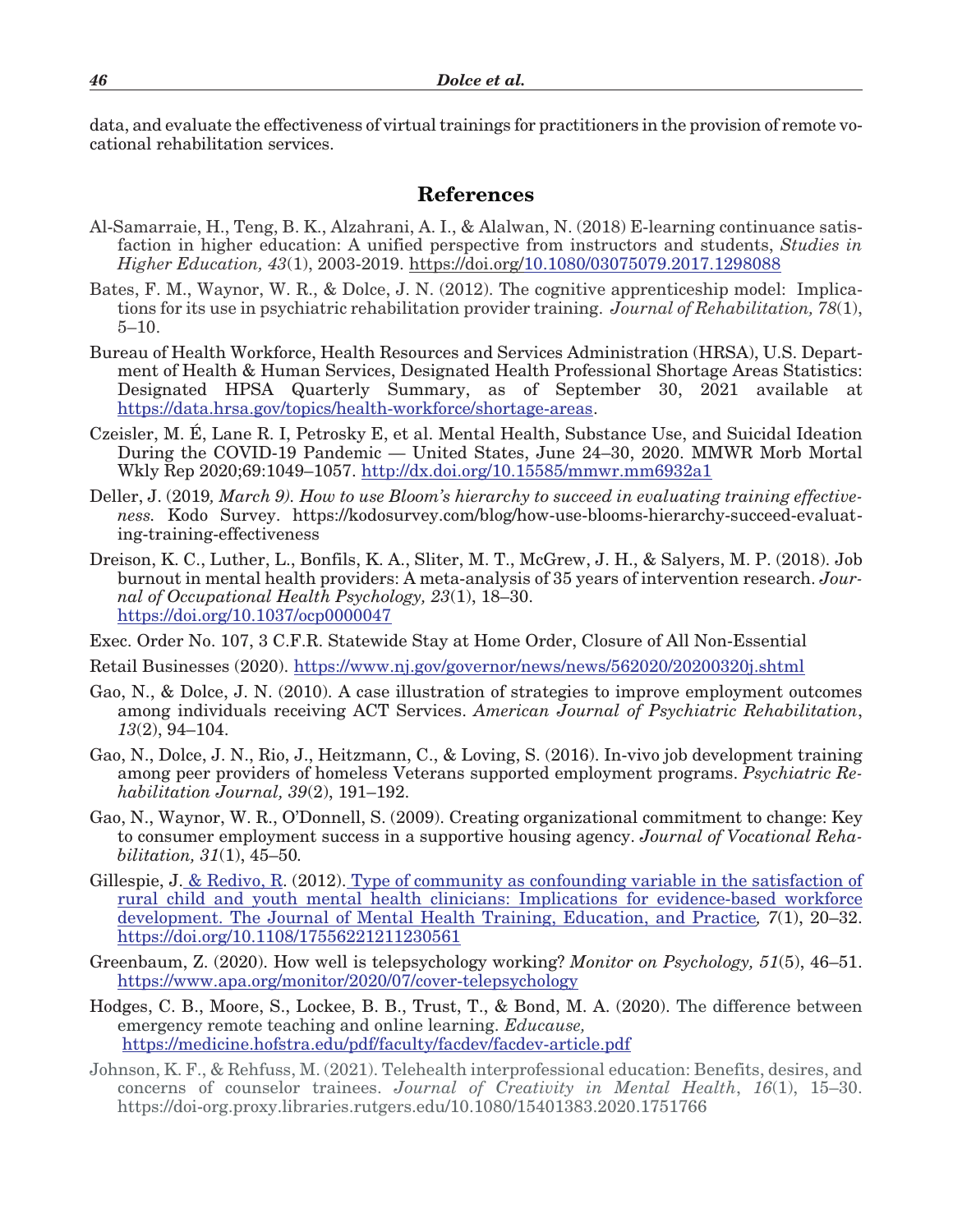data, and evaluate the effectiveness of virtual trainings for practitioners in the provision of remote vocational rehabilitation services.

## References

Al-Samarraie, H., Teng, B. K., Alzahrani, A. I., & Alalwan, N. (2018) E-learning continuance satisfaction in higher education: A unified perspective from instructors and students, *Studies in Higher Education, 43*(1), 2003-2019. https://doi.org/10.1080/03075079.2017.1298088

Bates, F. M., Waynor, W. R., & Dolce, J. N. (2012). The cognitive apprenticeship model: Implications for its use in psychiatric rehabilitation provider training. *Journal of Rehabilitation, 78*(1), 5–10.

Bureau of Health Workforce, Health Resources and Services Administration (HRSA), U.S. Department of Health & Human Services, Designated Health Professional Shortage Areas Statistics: Designated HPSA Quarterly Summary, as of September 30, 2021 available at https://data.hrsa.gov/topics/health-workforce/shortage-areas.

Czeisler, M. É, Lane R. I, Petrosky E, et al. Mental Health, Substance Use, and Suicidal Ideation During the COVID-19 Pandemic — United States, June 24–30, 2020. MMWR Morb Mortal Wkly Rep 2020;69:1049–1057. http://dx.doi.org/10.15585/mmwr.mm6932a1

Deller, J. (2019*, March 9). How to use Bloom's hierarchy to succeed in evaluating training effectiveness.* Kodo Survey. https://kodosurvey.com/blog/how-use-blooms-hierarchy-succeed-evaluating-training-effectiveness

Dreison, K. C., Luther, L., Bonfils, K. A., Sliter, M. T., McGrew, J. H., & Salyers, M. P. (2018). Job burnout in mental health providers: A meta-analysis of 35 years of intervention research. *Journal of Occupational Health Psychology, 23*(1), 18–30. https://doi.org/10.1037/ocp0000047

Exec. Order No. 107, 3 C.F.R. Statewide Stay at Home Order, Closure of All Non-Essential

Retail Businesses (2020). https://www.nj.gov/governor/news/news/562020/20200320j.shtml

Gao, N., & Dolce, J. N. (2010). A case illustration of strategies to improve employment outcomes among individuals receiving ACT Services. *American Journal of Psychiatric Rehabilitation*, *13*(2), 94–104.

Gao, N., Dolce, J. N., Rio, J., Heitzmann, C., & Loving, S. (2016). In-vivo job development training among peer providers of homeless Veterans supported employment programs. *Psychiatric Rehabilitation Journal, 39*(2), 191–192.

Gao, N., Waynor, W. R., O'Donnell, S. (2009). Creating organizational commitment to change: Key to consumer employment success in a supportive housing agency. *Journal of Vocational Rehabilitation, 31*(1), 45–50*.*

Gillespie, J. & Redivo, R. (2012). Type of community as confounding variable in the satisfaction of rural child and youth mental health clinicians: Implications for evidence-based workforce development. The Journal of Mental Health Training, Education, and Practice*, 7*(1), 20–32. https://doi.org/10.1108/17556221211230561

Greenbaum, Z. (2020). How well is telepsychology working? *Monitor on Psychology, 51*(5), 46–51. https://www.apa.org/monitor/2020/07/cover-telepsychology

Hodges, C. B., Moore, S., Lockee, B. B., Trust, T., & Bond, M. A. (2020). The difference between emergency remote teaching and online learning. *Educause,* https://medicine.hofstra.edu/pdf/faculty/facdev/facdev-article.pdf

Johnson, K. F., & Rehfuss, M. (2021). Telehealth interprofessional education: Benefits, desires, and concerns of counselor trainees. *Journal of Creativity in Mental Health*, *16*(1), 15–30. https://doi-org.proxy.libraries.rutgers.edu/10.1080/15401383.2020.1751766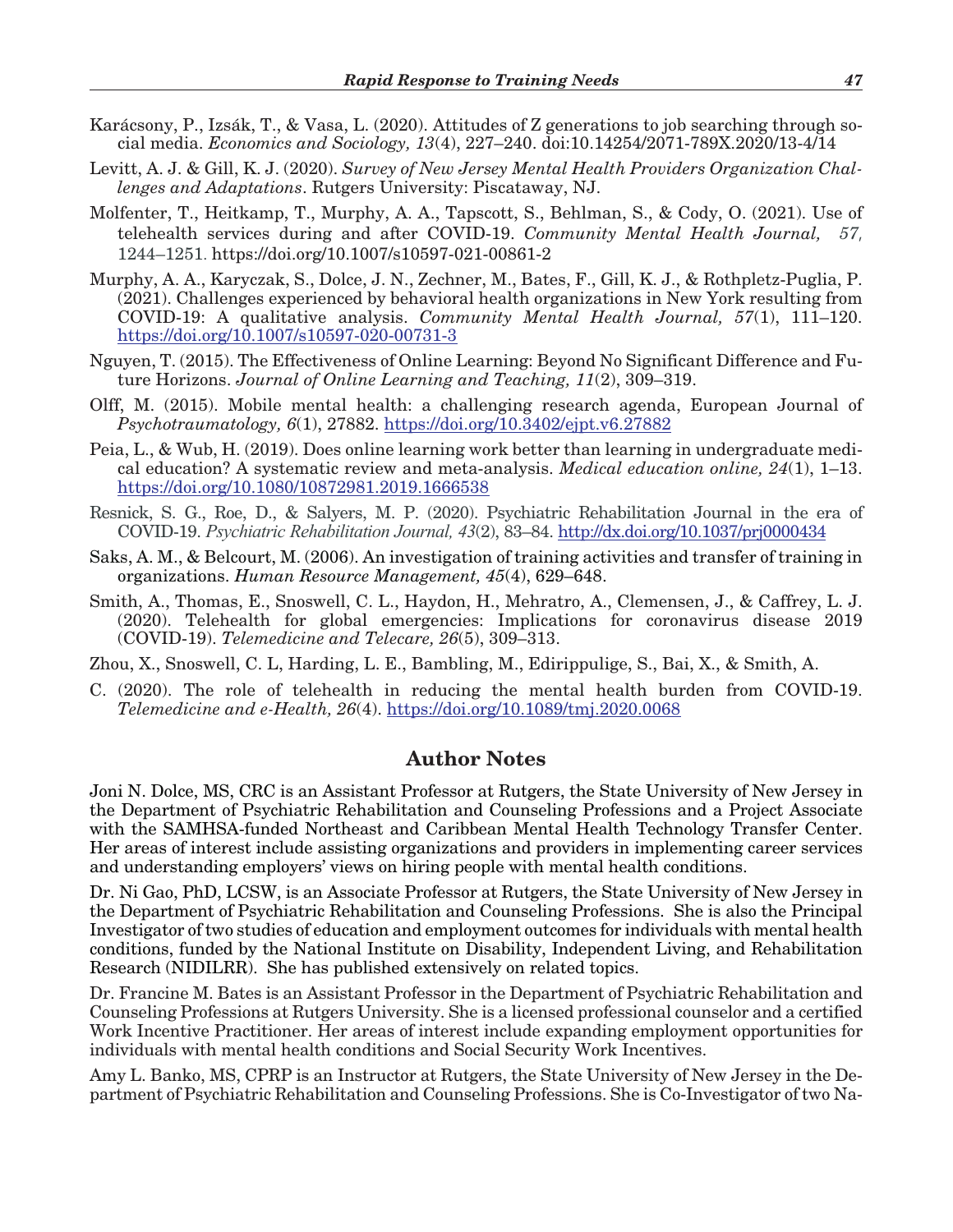Karácsony, P., Izsák, T., & Vasa, L. (2020). Attitudes of Z generations to job searching through social media. *Economics and Sociology, 13*(4), 227–240. doi:10.14254/2071-789X.2020/13-4/14

Levitt, A. J. & Gill, K. J. (2020). *Survey of New Jersey Mental Health Providers Organization Challenges and Adaptations*. Rutgers University: Piscataway, NJ.

Molfenter, T., Heitkamp, T., Murphy, A. A., Tapscott, S., Behlman, S., & Cody, O. (2021). Use of telehealth services during and after COVID-19. *Community Mental Health Journal, 57,* 1244–1251. https://doi.org/10.1007/s10597-021-00861-2

Murphy, A. A., Karyczak, S., Dolce, J. N., Zechner, M., Bates, F., Gill, K. J., & Rothpletz-Puglia, P. (2021). Challenges experienced by behavioral health organizations in New York resulting from COVID-19: A qualitative analysis. *Community Mental Health Journal, 57*(1), 111–120. https://doi.org/10.1007/s10597-020-00731-3

Nguyen, T. (2015). The Effectiveness of Online Learning: Beyond No Significant Difference and Future Horizons. *Journal of Online Learning and Teaching, 11*(2), 309–319.

Olff, M. (2015). Mobile mental health: a challenging research agenda, European Journal of *Psychotraumatology, 6*(1), 27882. https://doi.org/10.3402/ejpt.v6.27882

Peia, L., & Wub, H. (2019). Does online learning work better than learning in undergraduate medical education? A systematic review and meta-analysis. *Medical education online, 24*(1), 1–13. https://doi.org/10.1080/10872981.2019.1666538

Resnick, S. G., Roe, D., & Salyers, M. P. (2020). Psychiatric Rehabilitation Journal in the era of COVID-19. *Psychiatric Rehabilitation Journal, 43*(2), 83–84. http://dx.doi.org/10.1037/prj0000434

Saks, A. M., & Belcourt, M. (2006). An investigation of training activities and transfer of training in organizations. *Human Resource Management, 45*(4), 629–648.

Smith, A., Thomas, E., Snoswell, C. L., Haydon, H., Mehratro, A., Clemensen, J., & Caffrey, L. J. (2020). Telehealth for global emergencies: Implications for coronavirus disease 2019 (COVID-19). *Telemedicine and Telecare, 26*(5), 309–313.

Zhou, X., Snoswell, C. L, Harding, L. E., Bambling, M., Edirippulige, S., Bai, X., & Smith, A.

C. (2020). The role of telehealth in reducing the mental health burden from COVID-19. *Telemedicine and e-Health, 26*(4). https://doi.org/10.1089/tmj.2020.0068

## Author Notes

Joni N. Dolce, MS, CRC is an Assistant Professor at Rutgers, the State University of New Jersey in the Department of Psychiatric Rehabilitation and Counseling Professions and a Project Associate with the SAMHSA-funded Northeast and Caribbean Mental Health Technology Transfer Center. Her areas of interest include assisting organizations and providers in implementing career services and understanding employers' views on hiring people with mental health conditions.

Dr. Ni Gao, PhD, LCSW, is an Associate Professor at Rutgers, the State University of New Jersey in the Department of Psychiatric Rehabilitation and Counseling Professions. She is also the Principal Investigator of two studies of education and employment outcomes for individuals with mental health conditions, funded by the National Institute on Disability, Independent Living, and Rehabilitation Research (NIDILRR). She has published extensively on related topics.

Dr. Francine M. Bates is an Assistant Professor in the Department of Psychiatric Rehabilitation and Counseling Professions at Rutgers University. She is a licensed professional counselor and a certified Work Incentive Practitioner. Her areas of interest include expanding employment opportunities for individuals with mental health conditions and Social Security Work Incentives.

Amy L. Banko, MS, CPRP is an Instructor at Rutgers, the State University of New Jersey in the Department of Psychiatric Rehabilitation and Counseling Professions. She is Co-Investigator of two Na-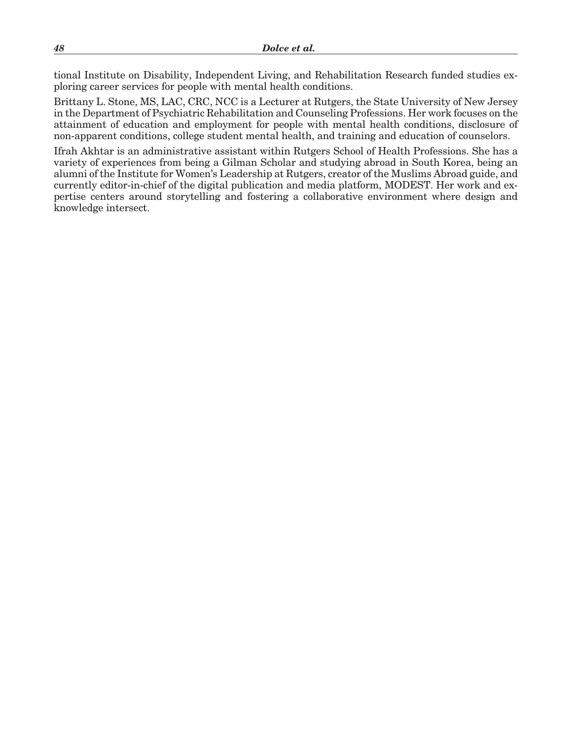tional Institute on Disability, Independent Living, and Rehabilitation Research funded studies exploring career services for people with mental health conditions.

Brittany L. Stone, MS, LAC, CRC, NCC is a Lecturer at Rutgers, the State University of New Jersey in the Department of Psychiatric Rehabilitation and Counseling Professions. Her work focuses on the attainment of education and employment for people with mental health conditions, disclosure of non-apparent conditions, college student mental health, and training and education of counselors.

Ifrah Akhtar is an administrative assistant within Rutgers School of Health Professions. She has a variety of experiences from being a Gilman Scholar and studying abroad in South Korea, being an alumni of the Institute for Women's Leadership at Rutgers, creator of the Muslims Abroad guide, and currently editor-in-chief of the digital publication and media platform, MODEST. Her work and expertise centers around storytelling and fostering a collaborative environment where design and knowledge intersect.